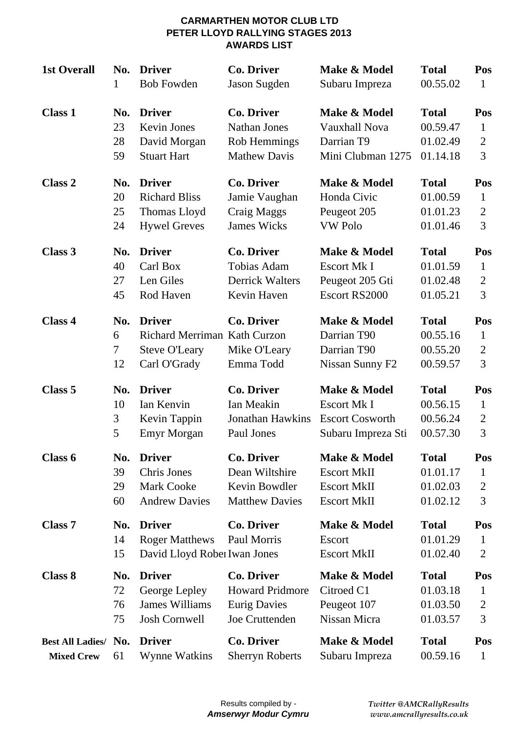**CARMARTHEN MOTOR CLUB LTD**
**PETER LLOYD RALLYING STAGES 2013**
**AWARDS LIST**

| **1st Overall** | **No.** | **Driver** | **Co. Driver** | **Make & Model** | **Total** | **Pos** |
|---|---|---|---|---|---|---|
| | 1 | Bob Fowden | Jason Sugden | Subaru Impreza | 00.55.02 | 1 |

| **Class 1** | **No.** | **Driver** | **Co. Driver** | **Make & Model** | **Total** | **Pos** |
|---|---|---|---|---|---|---|
| | 23 | Kevin Jones | Nathan Jones | Vauxhall Nova | 00.59.47 | 1 |
| | 28 | David Morgan | Rob Hemmings | Darrian T9 | 01.02.49 | 2 |
| | 59 | Stuart Hart | Mathew Davis | Mini Clubman 1275 | 01.14.18 | 3 |

| **Class 2** | **No.** | **Driver** | **Co. Driver** | **Make & Model** | **Total** | **Pos** |
|---|---|---|---|---|---|---|
| | 20 | Richard Bliss | Jamie Vaughan | Honda Civic | 01.00.59 | 1 |
| | 25 | Thomas Lloyd | Craig Maggs | Peugeot 205 | 01.01.23 | 2 |
| | 24 | Hywel Greves | James Wicks | VW Polo | 01.01.46 | 3 |

| **Class 3** | **No.** | **Driver** | **Co. Driver** | **Make & Model** | **Total** | **Pos** |
|---|---|---|---|---|---|---|
| | 40 | Carl Box | Tobias Adam | Escort Mk I | 01.01.59 | 1 |
| | 27 | Len Giles | Derrick Walters | Peugeot 205 Gti | 01.02.48 | 2 |
| | 45 | Rod Haven | Kevin Haven | Escort RS2000 | 01.05.21 | 3 |

| **Class 4** | **No.** | **Driver** | **Co. Driver** | **Make & Model** | **Total** | **Pos** |
|---|---|---|---|---|---|---|
| | 6 | Richard Merriman | Kath Curzon | Darrian T90 | 00.55.16 | 1 |
| | 7 | Steve O'Leary | Mike O'Leary | Darrian T90 | 00.55.20 | 2 |
| | 12 | Carl O'Grady | Emma Todd | Nissan Sunny F2 | 00.59.57 | 3 |

| **Class 5** | **No.** | **Driver** | **Co. Driver** | **Make & Model** | **Total** | **Pos** |
|---|---|---|---|---|---|---|
| | 10 | Ian Kenvin | Ian Meakin | Escort Mk I | 00.56.15 | 1 |
| | 3 | Kevin Tappin | Jonathan Hawkins | Escort Cosworth | 00.56.24 | 2 |
| | 5 | Emyr Morgan | Paul Jones | Subaru Impreza Sti | 00.57.30 | 3 |

| **Class 6** | **No.** | **Driver** | **Co. Driver** | **Make & Model** | **Total** | **Pos** |
|---|---|---|---|---|---|---|
| | 39 | Chris Jones | Dean Wiltshire | Escort MkII | 01.01.17 | 1 |
| | 29 | Mark Cooke | Kevin Bowdler | Escort MkII | 01.02.03 | 2 |
| | 60 | Andrew Davies | Matthew Davies | Escort MkII | 01.02.12 | 3 |

| **Class 7** | **No.** | **Driver** | **Co. Driver** | **Make & Model** | **Total** | **Pos** |
|---|---|---|---|---|---|---|
| | 14 | Roger Matthews | Paul Morris | Escort | 01.01.29 | 1 |
| | 15 | David Lloyd Rober | Iwan Jones | Escort MkII | 01.02.40 | 2 |

| **Class 8** | **No.** | **Driver** | **Co. Driver** | **Make & Model** | **Total** | **Pos** |
|---|---|---|---|---|---|---|
| | 72 | George Lepley | Howard Pridmore | Citroed C1 | 01.03.18 | 1 |
| | 76 | James Williams | Eurig Davies | Peugeot 107 | 01.03.50 | 2 |
| | 75 | Josh Cornwell | Joe Cruttenden | Nissan Micra | 01.03.57 | 3 |

| **Best All Ladies/** | **No.** | **Driver** | **Co. Driver** | **Make & Model** | **Total** | **Pos** |
|---|---|---|---|---|---|---|
| **Mixed Crew** | 61 | Wynne Watkins | Sherryn Roberts | Subaru Impreza | 00.59.16 | 1 |

Results compiled by -
***Amserwyr Modur Cymru***

*Twitter @AMCRallyResults*
*www.amcrallyresults.co.uk*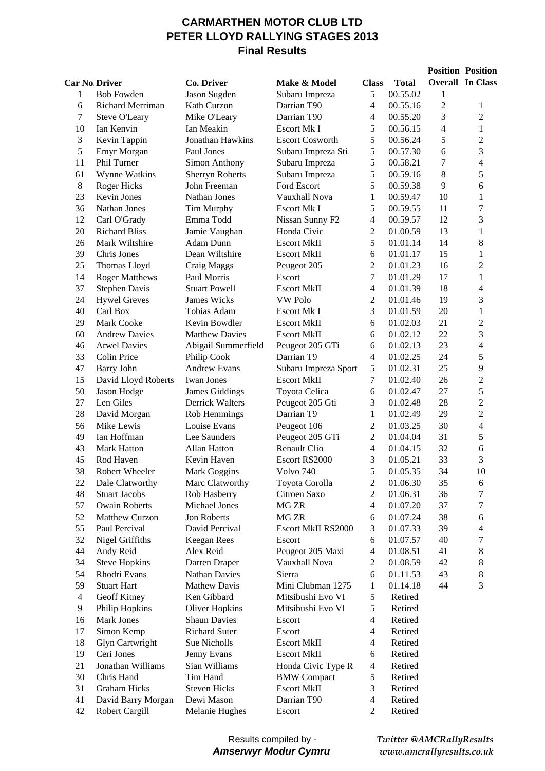# CARMARTHEN MOTOR CLUB LTD
# PETER LLOYD RALLYING STAGES 2013
## Final Results

| Car No | Driver | Co. Driver | Make & Model | Class | Total | Position Overall | Position In Class |
|---|---|---|---|---|---|---|---|
| 1 | Bob Fowden | Jason Sugden | Subaru Impreza | 5 | 00.55.02 | 1 | |
| 6 | Richard Merriman | Kath Curzon | Darrian T90 | 4 | 00.55.16 | 2 | 1 |
| 7 | Steve O'Leary | Mike O'Leary | Darrian T90 | 4 | 00.55.20 | 3 | 2 |
| 10 | Ian Kenvin | Ian Meakin | Escort Mk I | 5 | 00.56.15 | 4 | 1 |
| 3 | Kevin Tappin | Jonathan Hawkins | Escort Cosworth | 5 | 00.56.24 | 5 | 2 |
| 5 | Emyr Morgan | Paul Jones | Subaru Impreza Sti | 5 | 00.57.30 | 6 | 3 |
| 11 | Phil Turner | Simon Anthony | Subaru Impreza | 5 | 00.58.21 | 7 | 4 |
| 61 | Wynne Watkins | Sherryn Roberts | Subaru Impreza | 5 | 00.59.16 | 8 | 5 |
| 8 | Roger Hicks | John Freeman | Ford Escort | 5 | 00.59.38 | 9 | 6 |
| 23 | Kevin Jones | Nathan Jones | Vauxhall Nova | 1 | 00.59.47 | 10 | 1 |
| 36 | Nathan Jones | Tim Murphy | Escort Mk I | 5 | 00.59.55 | 11 | 7 |
| 12 | Carl O'Grady | Emma Todd | Nissan Sunny F2 | 4 | 00.59.57 | 12 | 3 |
| 20 | Richard Bliss | Jamie Vaughan | Honda Civic | 2 | 01.00.59 | 13 | 1 |
| 26 | Mark Wiltshire | Adam Dunn | Escort MkII | 5 | 01.01.14 | 14 | 8 |
| 39 | Chris Jones | Dean Wiltshire | Escort MkII | 6 | 01.01.17 | 15 | 1 |
| 25 | Thomas Lloyd | Craig Maggs | Peugeot 205 | 2 | 01.01.23 | 16 | 2 |
| 14 | Roger Matthews | Paul Morris | Escort | 7 | 01.01.29 | 17 | 1 |
| 37 | Stephen Davis | Stuart Powell | Escort MkII | 4 | 01.01.39 | 18 | 4 |
| 24 | Hywel Greves | James Wicks | VW Polo | 2 | 01.01.46 | 19 | 3 |
| 40 | Carl Box | Tobias Adam | Escort Mk I | 3 | 01.01.59 | 20 | 1 |
| 29 | Mark Cooke | Kevin Bowdler | Escort MkII | 6 | 01.02.03 | 21 | 2 |
| 60 | Andrew Davies | Matthew Davies | Escort MkII | 6 | 01.02.12 | 22 | 3 |
| 46 | Arwel Davies | Abigail Summerfield | Peugeot 205 GTi | 6 | 01.02.13 | 23 | 4 |
| 33 | Colin Price | Philip Cook | Darrian T9 | 4 | 01.02.25 | 24 | 5 |
| 47 | Barry John | Andrew Evans | Subaru Impreza Sport | 5 | 01.02.31 | 25 | 9 |
| 15 | David Lloyd Roberts | Iwan Jones | Escort MkII | 7 | 01.02.40 | 26 | 2 |
| 50 | Jason Hodge | James Giddings | Toyota Celica | 6 | 01.02.47 | 27 | 5 |
| 27 | Len Giles | Derrick Walters | Peugeot 205 Gti | 3 | 01.02.48 | 28 | 2 |
| 28 | David Morgan | Rob Hemmings | Darrian T9 | 1 | 01.02.49 | 29 | 2 |
| 56 | Mike Lewis | Louise Evans | Peugeot 106 | 2 | 01.03.25 | 30 | 4 |
| 49 | Ian Hoffman | Lee Saunders | Peugeot 205 GTi | 2 | 01.04.04 | 31 | 5 |
| 43 | Mark Hatton | Allan Hatton | Renault Clio | 4 | 01.04.15 | 32 | 6 |
| 45 | Rod Haven | Kevin Haven | Escort RS2000 | 3 | 01.05.21 | 33 | 3 |
| 38 | Robert Wheeler | Mark Goggins | Volvo 740 | 5 | 01.05.35 | 34 | 10 |
| 22 | Dale Clatworthy | Marc Clatworthy | Toyota Corolla | 2 | 01.06.30 | 35 | 6 |
| 48 | Stuart Jacobs | Rob Hasberry | Citroen Saxo | 2 | 01.06.31 | 36 | 7 |
| 57 | Owain Roberts | Michael Jones | MG ZR | 4 | 01.07.20 | 37 | 7 |
| 52 | Matthew Curzon | Jon Roberts | MG ZR | 6 | 01.07.24 | 38 | 6 |
| 55 | Paul Percival | David Percival | Escort MkII RS2000 | 3 | 01.07.33 | 39 | 4 |
| 32 | Nigel Griffiths | Keegan Rees | Escort | 6 | 01.07.57 | 40 | 7 |
| 44 | Andy Reid | Alex Reid | Peugeot 205 Maxi | 4 | 01.08.51 | 41 | 8 |
| 34 | Steve Hopkins | Darren Draper | Vauxhall Nova | 2 | 01.08.59 | 42 | 8 |
| 54 | Rhodri Evans | Nathan Davies | Sierra | 6 | 01.11.53 | 43 | 8 |
| 59 | Stuart Hart | Mathew Davis | Mini Clubman 1275 | 1 | 01.14.18 | 44 | 3 |
| 4 | Geoff Kitney | Ken Gibbard | Mitsibushi Evo VI | 5 | Retired | | |
| 9 | Philip Hopkins | Oliver Hopkins | Mitsibushi Evo VI | 5 | Retired | | |
| 16 | Mark Jones | Shaun Davies | Escort | 4 | Retired | | |
| 17 | Simon Kemp | Richard Suter | Escort | 4 | Retired | | |
| 18 | Glyn Cartwright | Sue Nicholls | Escort MkII | 4 | Retired | | |
| 19 | Ceri Jones | Jenny Evans | Escort MkII | 6 | Retired | | |
| 21 | Jonathan Williams | Sian Williams | Honda Civic Type R | 4 | Retired | | |
| 30 | Chris Hand | Tim Hand | BMW Compact | 5 | Retired | | |
| 31 | Graham Hicks | Steven Hicks | Escort MkII | 3 | Retired | | |
| 41 | David Barry Morgan | Dewi Mason | Darrian T90 | 4 | Retired | | |
| 42 | Robert Cargill | Melanie Hughes | Escort | 2 | Retired | | |

Results compiled by - ***Amserwyr Modur Cymru***

*Twitter @AMCRallyResults*
*www.amcrallyresults.co.uk*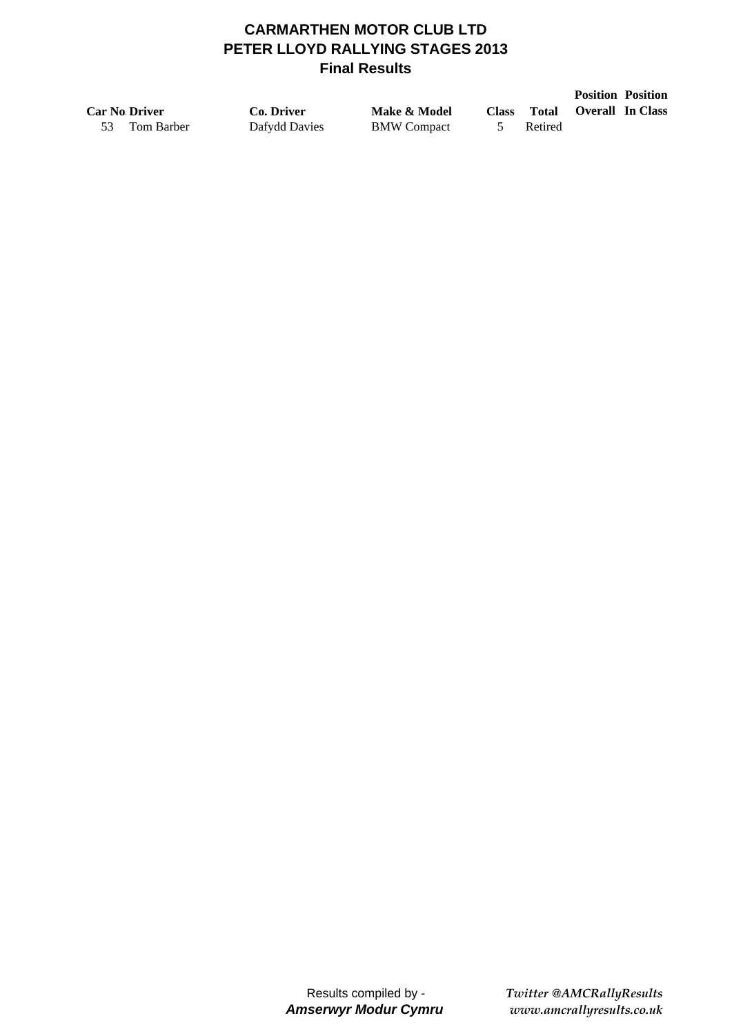# CARMARTHEN MOTOR CLUB LTD
## PETER LLOYD RALLYING STAGES 2013
### Final Results

| Car No. | Driver | Co. Driver | Make & Model | Class | Total | Position Overall | Position In Class |
|---|---|---|---|---|---|---|---|
| 53 | Tom Barber | Dafydd Davies | BMW Compact | 5 | Retired | | |

Results compiled by -
***Amserwyr Modur Cymru***

*Twitter @AMCRallyResults*
*www.amcrallyresults.co.uk*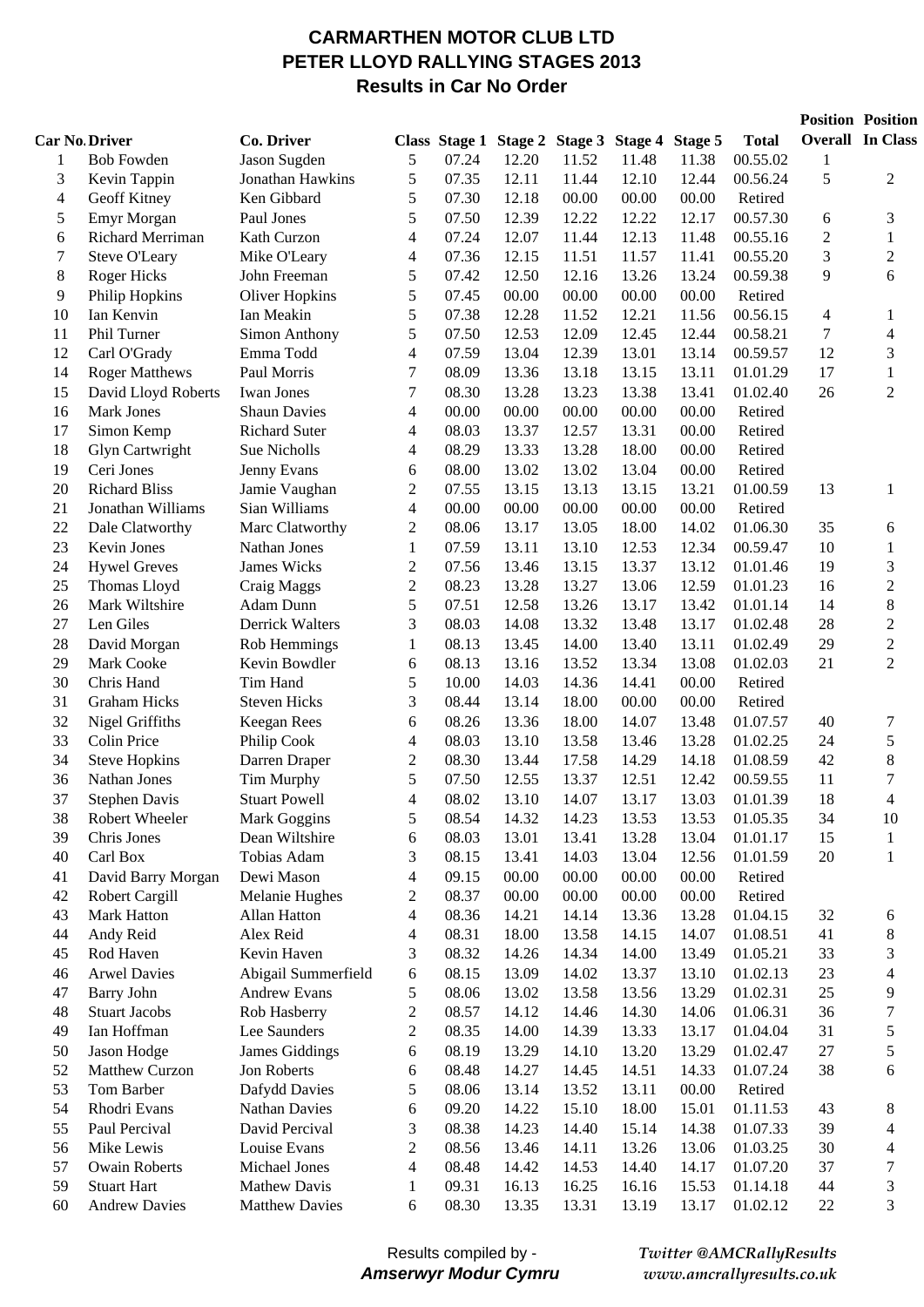# CARMARTHEN MOTOR CLUB LTD
# PETER LLOYD RALLYING STAGES 2013
## Results in Car No Order

| Car No. | Driver | Co. Driver | Class | Stage 1 | Stage 2 | Stage 3 | Stage 4 | Stage 5 | Total | Position Overall | Position In Class |
|---|---|---|---|---|---|---|---|---|---|---|---|
| 1 | Bob Fowden | Jason Sugden | 5 | 07.24 | 12.20 | 11.52 | 11.48 | 11.38 | 00.55.02 | 1 | |
| 3 | Kevin Tappin | Jonathan Hawkins | 5 | 07.35 | 12.11 | 11.44 | 12.10 | 12.44 | 00.56.24 | 5 | 2 |
| 4 | Geoff Kitney | Ken Gibbard | 5 | 07.30 | 12.18 | 00.00 | 00.00 | 00.00 | Retired | | |
| 5 | Emyr Morgan | Paul Jones | 5 | 07.50 | 12.39 | 12.22 | 12.22 | 12.17 | 00.57.30 | 6 | 3 |
| 6 | Richard Merriman | Kath Curzon | 4 | 07.24 | 12.07 | 11.44 | 12.13 | 11.48 | 00.55.16 | 2 | 1 |
| 7 | Steve O'Leary | Mike O'Leary | 4 | 07.36 | 12.15 | 11.51 | 11.57 | 11.41 | 00.55.20 | 3 | 2 |
| 8 | Roger Hicks | John Freeman | 5 | 07.42 | 12.50 | 12.16 | 13.26 | 13.24 | 00.59.38 | 9 | 6 |
| 9 | Philip Hopkins | Oliver Hopkins | 5 | 07.45 | 00.00 | 00.00 | 00.00 | 00.00 | Retired | | |
| 10 | Ian Kenvin | Ian Meakin | 5 | 07.38 | 12.28 | 11.52 | 12.21 | 11.56 | 00.56.15 | 4 | 1 |
| 11 | Phil Turner | Simon Anthony | 5 | 07.50 | 12.53 | 12.09 | 12.45 | 12.44 | 00.58.21 | 7 | 4 |
| 12 | Carl O'Grady | Emma Todd | 4 | 07.59 | 13.04 | 12.39 | 13.01 | 13.14 | 00.59.57 | 12 | 3 |
| 14 | Roger Matthews | Paul Morris | 7 | 08.09 | 13.36 | 13.18 | 13.15 | 13.11 | 01.01.29 | 17 | 1 |
| 15 | David Lloyd Roberts | Iwan Jones | 7 | 08.30 | 13.28 | 13.23 | 13.38 | 13.41 | 01.02.40 | 26 | 2 |
| 16 | Mark Jones | Shaun Davies | 4 | 00.00 | 00.00 | 00.00 | 00.00 | 00.00 | Retired | | |
| 17 | Simon Kemp | Richard Suter | 4 | 08.03 | 13.37 | 12.57 | 13.31 | 00.00 | Retired | | |
| 18 | Glyn Cartwright | Sue Nicholls | 4 | 08.29 | 13.33 | 13.28 | 18.00 | 00.00 | Retired | | |
| 19 | Ceri Jones | Jenny Evans | 6 | 08.00 | 13.02 | 13.02 | 13.04 | 00.00 | Retired | | |
| 20 | Richard Bliss | Jamie Vaughan | 2 | 07.55 | 13.15 | 13.13 | 13.15 | 13.21 | 01.00.59 | 13 | 1 |
| 21 | Jonathan Williams | Sian Williams | 4 | 00.00 | 00.00 | 00.00 | 00.00 | 00.00 | Retired | | |
| 22 | Dale Clatworthy | Marc Clatworthy | 2 | 08.06 | 13.17 | 13.05 | 18.00 | 14.02 | 01.06.30 | 35 | 6 |
| 23 | Kevin Jones | Nathan Jones | 1 | 07.59 | 13.11 | 13.10 | 12.53 | 12.34 | 00.59.47 | 10 | 1 |
| 24 | Hywel Greves | James Wicks | 2 | 07.56 | 13.46 | 13.15 | 13.37 | 13.12 | 01.01.46 | 19 | 3 |
| 25 | Thomas Lloyd | Craig Maggs | 2 | 08.23 | 13.28 | 13.27 | 13.06 | 12.59 | 01.01.23 | 16 | 2 |
| 26 | Mark Wiltshire | Adam Dunn | 5 | 07.51 | 12.58 | 13.26 | 13.17 | 13.42 | 01.01.14 | 14 | 8 |
| 27 | Len Giles | Derrick Walters | 3 | 08.03 | 14.08 | 13.32 | 13.48 | 13.17 | 01.02.48 | 28 | 2 |
| 28 | David Morgan | Rob Hemmings | 1 | 08.13 | 13.45 | 14.00 | 13.40 | 13.11 | 01.02.49 | 29 | 2 |
| 29 | Mark Cooke | Kevin Bowdler | 6 | 08.13 | 13.16 | 13.52 | 13.34 | 13.08 | 01.02.03 | 21 | 2 |
| 30 | Chris Hand | Tim Hand | 5 | 10.00 | 14.03 | 14.36 | 14.41 | 00.00 | Retired | | |
| 31 | Graham Hicks | Steven Hicks | 3 | 08.44 | 13.14 | 18.00 | 00.00 | 00.00 | Retired | | |
| 32 | Nigel Griffiths | Keegan Rees | 6 | 08.26 | 13.36 | 18.00 | 14.07 | 13.48 | 01.07.57 | 40 | 7 |
| 33 | Colin Price | Philip Cook | 4 | 08.03 | 13.10 | 13.58 | 13.46 | 13.28 | 01.02.25 | 24 | 5 |
| 34 | Steve Hopkins | Darren Draper | 2 | 08.30 | 13.44 | 17.58 | 14.29 | 14.18 | 01.08.59 | 42 | 8 |
| 36 | Nathan Jones | Tim Murphy | 5 | 07.50 | 12.55 | 13.37 | 12.51 | 12.42 | 00.59.55 | 11 | 7 |
| 37 | Stephen Davis | Stuart Powell | 4 | 08.02 | 13.10 | 14.07 | 13.17 | 13.03 | 01.01.39 | 18 | 4 |
| 38 | Robert Wheeler | Mark Goggins | 5 | 08.54 | 14.32 | 14.23 | 13.53 | 13.53 | 01.05.35 | 34 | 10 |
| 39 | Chris Jones | Dean Wiltshire | 6 | 08.03 | 13.01 | 13.41 | 13.28 | 13.04 | 01.01.17 | 15 | 1 |
| 40 | Carl Box | Tobias Adam | 3 | 08.15 | 13.41 | 14.03 | 13.04 | 12.56 | 01.01.59 | 20 | 1 |
| 41 | David Barry Morgan | Dewi Mason | 4 | 09.15 | 00.00 | 00.00 | 00.00 | 00.00 | Retired | | |
| 42 | Robert Cargill | Melanie Hughes | 2 | 08.37 | 00.00 | 00.00 | 00.00 | 00.00 | Retired | | |
| 43 | Mark Hatton | Allan Hatton | 4 | 08.36 | 14.21 | 14.14 | 13.36 | 13.28 | 01.04.15 | 32 | 6 |
| 44 | Andy Reid | Alex Reid | 4 | 08.31 | 18.00 | 13.58 | 14.15 | 14.07 | 01.08.51 | 41 | 8 |
| 45 | Rod Haven | Kevin Haven | 3 | 08.32 | 14.26 | 14.34 | 14.00 | 13.49 | 01.05.21 | 33 | 3 |
| 46 | Arwel Davies | Abigail Summerfield | 6 | 08.15 | 13.09 | 14.02 | 13.37 | 13.10 | 01.02.13 | 23 | 4 |
| 47 | Barry John | Andrew Evans | 5 | 08.06 | 13.02 | 13.58 | 13.56 | 13.29 | 01.02.31 | 25 | 9 |
| 48 | Stuart Jacobs | Rob Hasberry | 2 | 08.57 | 14.12 | 14.46 | 14.30 | 14.06 | 01.06.31 | 36 | 7 |
| 49 | Ian Hoffman | Lee Saunders | 2 | 08.35 | 14.00 | 14.39 | 13.33 | 13.17 | 01.04.04 | 31 | 5 |
| 50 | Jason Hodge | James Giddings | 6 | 08.19 | 13.29 | 14.10 | 13.20 | 13.29 | 01.02.47 | 27 | 5 |
| 52 | Matthew Curzon | Jon Roberts | 6 | 08.48 | 14.27 | 14.45 | 14.51 | 14.33 | 01.07.24 | 38 | 6 |
| 53 | Tom Barber | Dafydd Davies | 5 | 08.06 | 13.14 | 13.52 | 13.11 | 00.00 | Retired | | |
| 54 | Rhodri Evans | Nathan Davies | 6 | 09.20 | 14.22 | 15.10 | 18.00 | 15.01 | 01.11.53 | 43 | 8 |
| 55 | Paul Percival | David Percival | 3 | 08.38 | 14.23 | 14.40 | 15.14 | 14.38 | 01.07.33 | 39 | 4 |
| 56 | Mike Lewis | Louise Evans | 2 | 08.56 | 13.46 | 14.11 | 13.26 | 13.06 | 01.03.25 | 30 | 4 |
| 57 | Owain Roberts | Michael Jones | 4 | 08.48 | 14.42 | 14.53 | 14.40 | 14.17 | 01.07.20 | 37 | 7 |
| 59 | Stuart Hart | Mathew Davis | 1 | 09.31 | 16.13 | 16.25 | 16.16 | 15.53 | 01.14.18 | 44 | 3 |
| 60 | Andrew Davies | Matthew Davies | 6 | 08.30 | 13.35 | 13.31 | 13.19 | 13.17 | 01.02.12 | 22 | 3 |

Results compiled by -
***Amserwyr Modur Cymru***

*Twitter @AMCRallyResults*
*www.amcrallyresults.co.uk*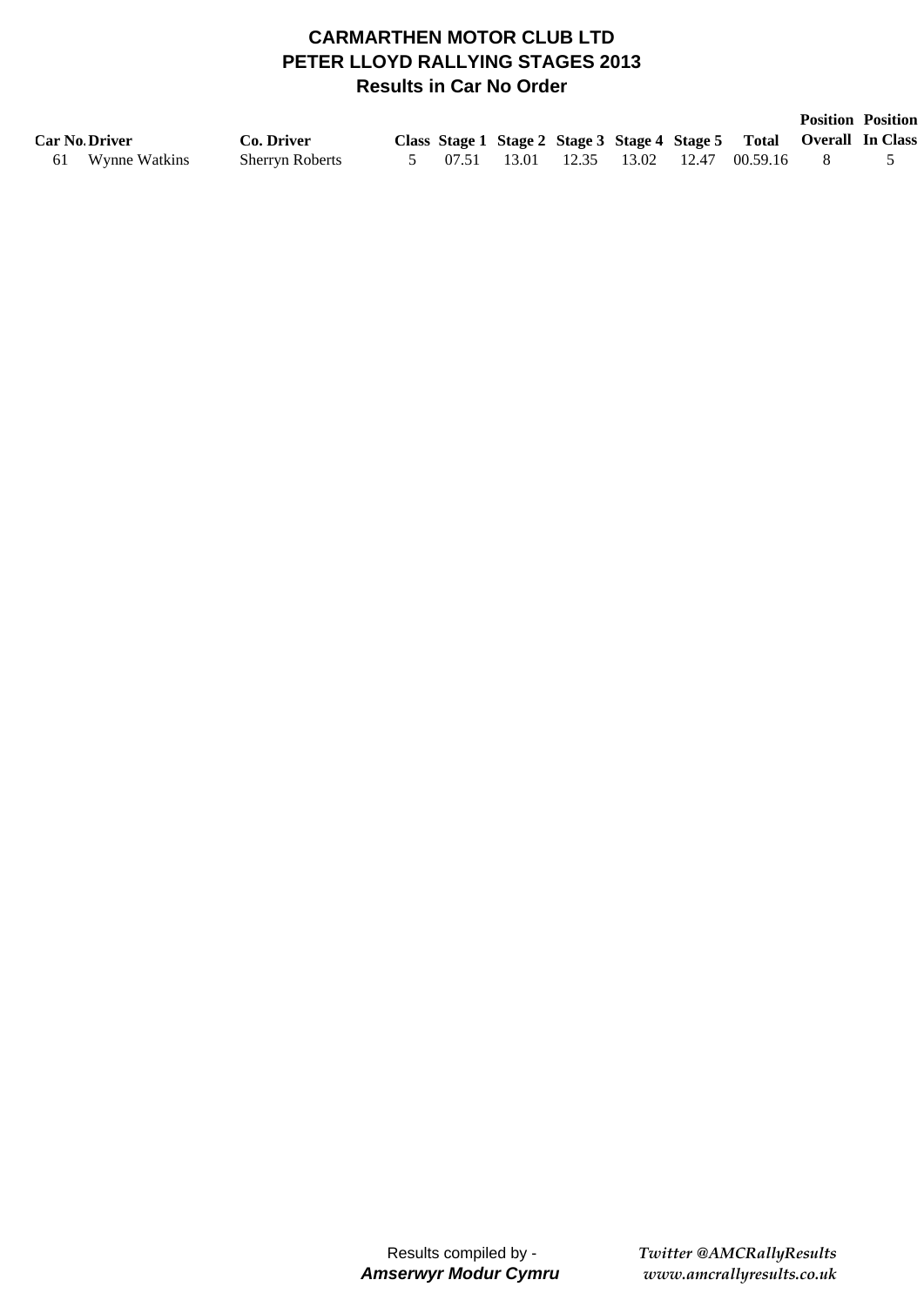# CARMARTHEN MOTOR CLUB LTD

## PETER LLOYD RALLYING STAGES 2013

### Results in Car No Order

| Car No. | Driver | Co. Driver | Class | Stage 1 | Stage 2 | Stage 3 | Stage 4 | Stage 5 | Total | Position Overall | Position In Class |
|---|---|---|---|---|---|---|---|---|---|---|---|
| 61 | Wynne Watkins | Sherryn Roberts | 5 | 07.51 | 13.01 | 12.35 | 13.02 | 12.47 | 00.59.16 | 8 | 5 |

Results compiled by -
***Amserwyr Modur Cymru***

*Twitter @AMCRallyResults*
*www.amcrallyresults.co.uk*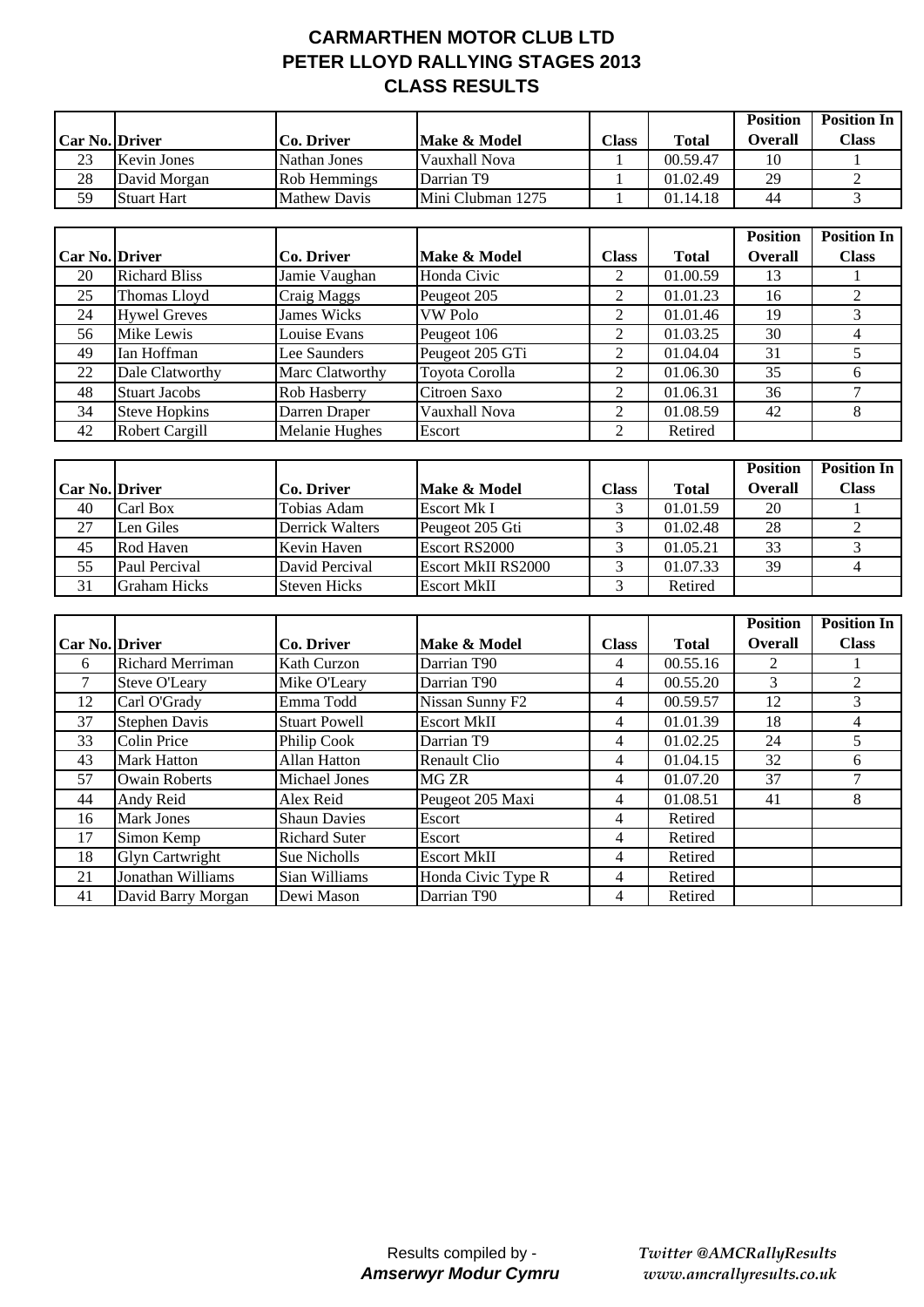# CARMARTHEN MOTOR CLUB LTD
# PETER LLOYD RALLYING STAGES 2013
## CLASS RESULTS

| Car No. | Driver | Co. Driver | Make & Model | Class | Total | Position Overall | Position In Class |
|---|---|---|---|---|---|---|---|
| 23 | Kevin Jones | Nathan Jones | Vauxhall Nova | 1 | 00.59.47 | 10 | 1 |
| 28 | David Morgan | Rob Hemmings | Darrian T9 | 1 | 01.02.49 | 29 | 2 |
| 59 | Stuart Hart | Mathew Davis | Mini Clubman 1275 | 1 | 01.14.18 | 44 | 3 |

| Car No. | Driver | Co. Driver | Make & Model | Class | Total | Position Overall | Position In Class |
|---|---|---|---|---|---|---|---|
| 20 | Richard Bliss | Jamie Vaughan | Honda Civic | 2 | 01.00.59 | 13 | 1 |
| 25 | Thomas Lloyd | Craig Maggs | Peugeot 205 | 2 | 01.01.23 | 16 | 2 |
| 24 | Hywel Greves | James Wicks | VW Polo | 2 | 01.01.46 | 19 | 3 |
| 56 | Mike Lewis | Louise Evans | Peugeot 106 | 2 | 01.03.25 | 30 | 4 |
| 49 | Ian Hoffman | Lee Saunders | Peugeot 205 GTi | 2 | 01.04.04 | 31 | 5 |
| 22 | Dale Clatworthy | Marc Clatworthy | Toyota Corolla | 2 | 01.06.30 | 35 | 6 |
| 48 | Stuart Jacobs | Rob Hasberry | Citroen Saxo | 2 | 01.06.31 | 36 | 7 |
| 34 | Steve Hopkins | Darren Draper | Vauxhall Nova | 2 | 01.08.59 | 42 | 8 |
| 42 | Robert Cargill | Melanie Hughes | Escort | 2 | Retired | | |

| Car No. | Driver | Co. Driver | Make & Model | Class | Total | Position Overall | Position In Class |
|---|---|---|---|---|---|---|---|
| 40 | Carl Box | Tobias Adam | Escort Mk I | 3 | 01.01.59 | 20 | 1 |
| 27 | Len Giles | Derrick Walters | Peugeot 205 Gti | 3 | 01.02.48 | 28 | 2 |
| 45 | Rod Haven | Kevin Haven | Escort RS2000 | 3 | 01.05.21 | 33 | 3 |
| 55 | Paul Percival | David Percival | Escort MkII RS2000 | 3 | 01.07.33 | 39 | 4 |
| 31 | Graham Hicks | Steven Hicks | Escort MkII | 3 | Retired | | |

| Car No. | Driver | Co. Driver | Make & Model | Class | Total | Position Overall | Position In Class |
|---|---|---|---|---|---|---|---|
| 6 | Richard Merriman | Kath Curzon | Darrian T90 | 4 | 00.55.16 | 2 | 1 |
| 7 | Steve O'Leary | Mike O'Leary | Darrian T90 | 4 | 00.55.20 | 3 | 2 |
| 12 | Carl O'Grady | Emma Todd | Nissan Sunny F2 | 4 | 00.59.57 | 12 | 3 |
| 37 | Stephen Davis | Stuart Powell | Escort MkII | 4 | 01.01.39 | 18 | 4 |
| 33 | Colin Price | Philip Cook | Darrian T9 | 4 | 01.02.25 | 24 | 5 |
| 43 | Mark Hatton | Allan Hatton | Renault Clio | 4 | 01.04.15 | 32 | 6 |
| 57 | Owain Roberts | Michael Jones | MG ZR | 4 | 01.07.20 | 37 | 7 |
| 44 | Andy Reid | Alex Reid | Peugeot 205 Maxi | 4 | 01.08.51 | 41 | 8 |
| 16 | Mark Jones | Shaun Davies | Escort | 4 | Retired | | |
| 17 | Simon Kemp | Richard Suter | Escort | 4 | Retired | | |
| 18 | Glyn Cartwright | Sue Nicholls | Escort MkII | 4 | Retired | | |
| 21 | Jonathan Williams | Sian Williams | Honda Civic Type R | 4 | Retired | | |
| 41 | David Barry Morgan | Dewi Mason | Darrian T90 | 4 | Retired | | |

Results compiled by -
***Amserwyr Modur Cymru***

*Twitter @AMCRallyResults*
*www.amcrallyresults.co.uk*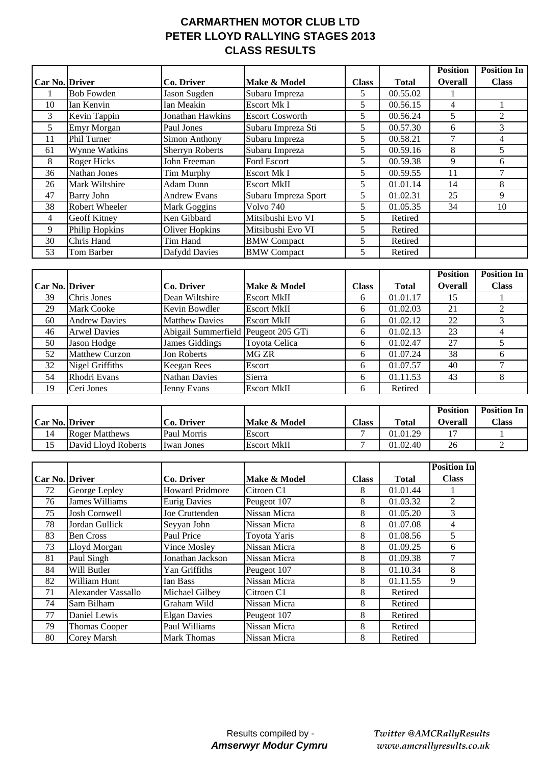# CARMARTHEN MOTOR CLUB LTD
# PETER LLOYD RALLYING STAGES 2013
# CLASS RESULTS

| Car No. | Driver | Co. Driver | Make & Model | Class | Total | Position Overall | Position In Class |
|---|---|---|---|---|---|---|---|
| 1 | Bob Fowden | Jason Sugden | Subaru Impreza | 5 | 00.55.02 | 1 | |
| 10 | Ian Kenvin | Ian Meakin | Escort Mk I | 5 | 00.56.15 | 4 | 1 |
| 3 | Kevin Tappin | Jonathan Hawkins | Escort Cosworth | 5 | 00.56.24 | 5 | 2 |
| 5 | Emyr Morgan | Paul Jones | Subaru Impreza Sti | 5 | 00.57.30 | 6 | 3 |
| 11 | Phil Turner | Simon Anthony | Subaru Impreza | 5 | 00.58.21 | 7 | 4 |
| 61 | Wynne Watkins | Sherryn Roberts | Subaru Impreza | 5 | 00.59.16 | 8 | 5 |
| 8 | Roger Hicks | John Freeman | Ford Escort | 5 | 00.59.38 | 9 | 6 |
| 36 | Nathan Jones | Tim Murphy | Escort Mk I | 5 | 00.59.55 | 11 | 7 |
| 26 | Mark Wiltshire | Adam Dunn | Escort MkII | 5 | 01.01.14 | 14 | 8 |
| 47 | Barry John | Andrew Evans | Subaru Impreza Sport | 5 | 01.02.31 | 25 | 9 |
| 38 | Robert Wheeler | Mark Goggins | Volvo 740 | 5 | 01.05.35 | 34 | 10 |
| 4 | Geoff Kitney | Ken Gibbard | Mitsibushi Evo VI | 5 | Retired | | |
| 9 | Philip Hopkins | Oliver Hopkins | Mitsibushi Evo VI | 5 | Retired | | |
| 30 | Chris Hand | Tim Hand | BMW Compact | 5 | Retired | | |
| 53 | Tom Barber | Dafydd Davies | BMW Compact | 5 | Retired | | |

| Car No. | Driver | Co. Driver | Make & Model | Class | Total | Position Overall | Position In Class |
|---|---|---|---|---|---|---|---|
| 39 | Chris Jones | Dean Wiltshire | Escort MkII | 6 | 01.01.17 | 15 | 1 |
| 29 | Mark Cooke | Kevin Bowdler | Escort MkII | 6 | 01.02.03 | 21 | 2 |
| 60 | Andrew Davies | Matthew Davies | Escort MkII | 6 | 01.02.12 | 22 | 3 |
| 46 | Arwel Davies | Abigail Summerfield | Peugeot 205 GTi | 6 | 01.02.13 | 23 | 4 |
| 50 | Jason Hodge | James Giddings | Toyota Celica | 6 | 01.02.47 | 27 | 5 |
| 52 | Matthew Curzon | Jon Roberts | MG ZR | 6 | 01.07.24 | 38 | 6 |
| 32 | Nigel Griffiths | Keegan Rees | Escort | 6 | 01.07.57 | 40 | 7 |
| 54 | Rhodri Evans | Nathan Davies | Sierra | 6 | 01.11.53 | 43 | 8 |
| 19 | Ceri Jones | Jenny Evans | Escort MkII | 6 | Retired | | |

| Car No. | Driver | Co. Driver | Make & Model | Class | Total | Position Overall | Position In Class |
|---|---|---|---|---|---|---|---|
| 14 | Roger Matthews | Paul Morris | Escort | 7 | 01.01.29 | 17 | 1 |
| 15 | David Lloyd Roberts | Iwan Jones | Escort MkII | 7 | 01.02.40 | 26 | 2 |

| Car No. | Driver | Co. Driver | Make & Model | Class | Total | Position In Class |
|---|---|---|---|---|---|---|
| 72 | George Lepley | Howard Pridmore | Citroen C1 | 8 | 01.01.44 | 1 |
| 76 | James Williams | Eurig Davies | Peugeot 107 | 8 | 01.03.32 | 2 |
| 75 | Josh Cornwell | Joe Cruttenden | Nissan Micra | 8 | 01.05.20 | 3 |
| 78 | Jordan Gullick | Seyyan John | Nissan Micra | 8 | 01.07.08 | 4 |
| 83 | Ben Cross | Paul Price | Toyota Yaris | 8 | 01.08.56 | 5 |
| 73 | Lloyd Morgan | Vince Mosley | Nissan Micra | 8 | 01.09.25 | 6 |
| 81 | Paul Singh | Jonathan Jackson | Nissan Micra | 8 | 01.09.38 | 7 |
| 84 | Will Butler | Yan Griffiths | Peugeot 107 | 8 | 01.10.34 | 8 |
| 82 | William Hunt | Ian Bass | Nissan Micra | 8 | 01.11.55 | 9 |
| 71 | Alexander Vassallo | Michael Gilbey | Citroen C1 | 8 | Retired | |
| 74 | Sam Bilham | Graham Wild | Nissan Micra | 8 | Retired | |
| 77 | Daniel Lewis | Elgan Davies | Peugeot 107 | 8 | Retired | |
| 79 | Thomas Cooper | Paul Williams | Nissan Micra | 8 | Retired | |
| 80 | Corey Marsh | Mark Thomas | Nissan Micra | 8 | Retired | |

Results compiled by -
***Amserwyr Modur Cymru***

*Twitter @AMCRallyResults*
*www.amcrallyresults.co.uk*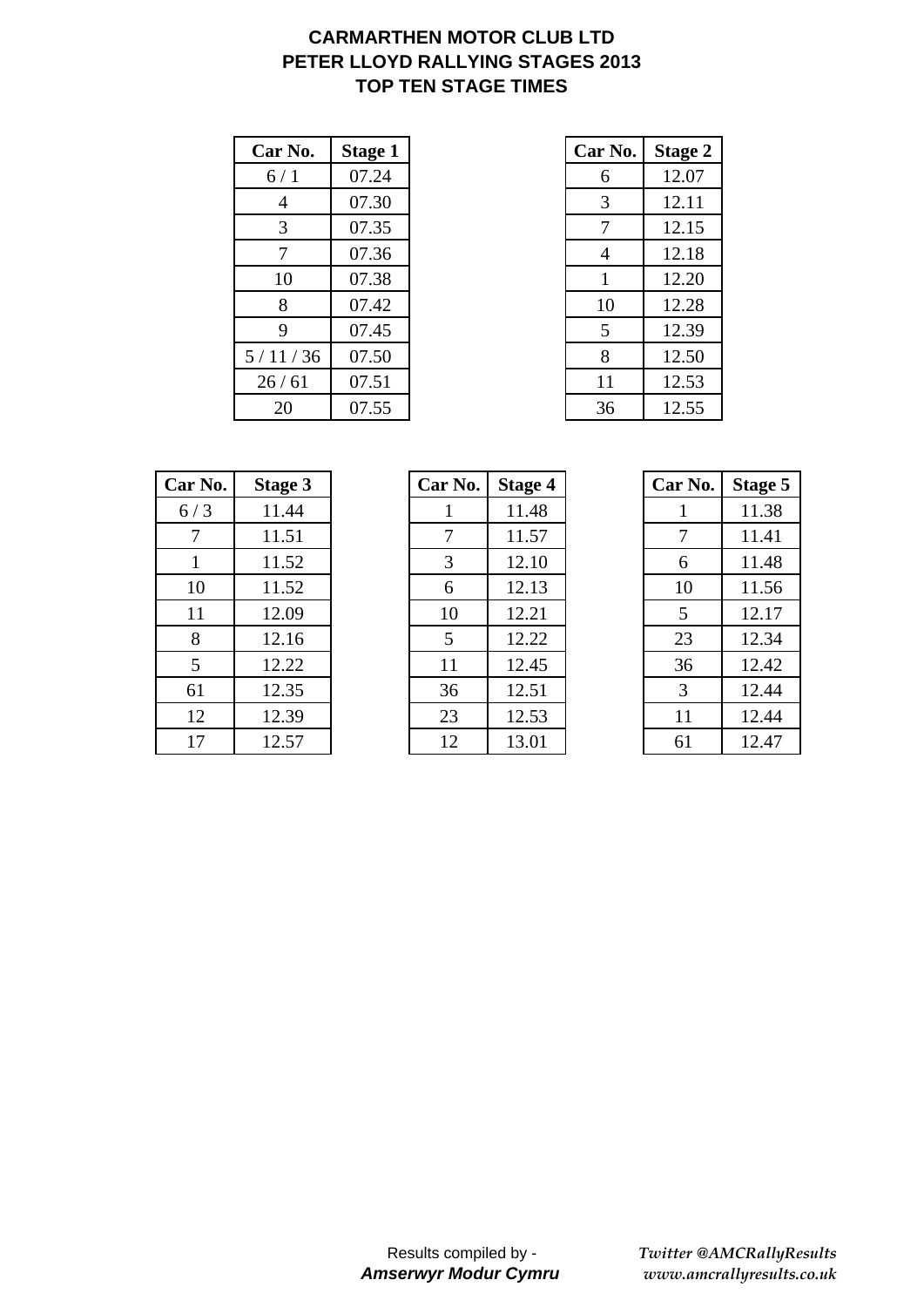**CARMARTHEN MOTOR CLUB LTD**
**PETER LLOYD RALLYING STAGES 2013**
**TOP TEN STAGE TIMES**

| Car No. | Stage 1 |
|---|---|
| 6 / 1 | 07.24 |
| 4 | 07.30 |
| 3 | 07.35 |
| 7 | 07.36 |
| 10 | 07.38 |
| 8 | 07.42 |
| 9 | 07.45 |
| 5 / 11 / 36 | 07.50 |
| 26 / 61 | 07.51 |
| 20 | 07.55 |

| Car No. | Stage 2 |
|---|---|
| 6 | 12.07 |
| 3 | 12.11 |
| 7 | 12.15 |
| 4 | 12.18 |
| 1 | 12.20 |
| 10 | 12.28 |
| 5 | 12.39 |
| 8 | 12.50 |
| 11 | 12.53 |
| 36 | 12.55 |

| Car No. | Stage 3 |
|---|---|
| 6 / 3 | 11.44 |
| 7 | 11.51 |
| 1 | 11.52 |
| 10 | 11.52 |
| 11 | 12.09 |
| 8 | 12.16 |
| 5 | 12.22 |
| 61 | 12.35 |
| 12 | 12.39 |
| 17 | 12.57 |

| Car No. | Stage 4 |
|---|---|
| 1 | 11.48 |
| 7 | 11.57 |
| 3 | 12.10 |
| 6 | 12.13 |
| 10 | 12.21 |
| 5 | 12.22 |
| 11 | 12.45 |
| 36 | 12.51 |
| 23 | 12.53 |
| 12 | 13.01 |

| Car No. | Stage 5 |
|---|---|
| 1 | 11.38 |
| 7 | 11.41 |
| 6 | 11.48 |
| 10 | 11.56 |
| 5 | 12.17 |
| 23 | 12.34 |
| 36 | 12.42 |
| 3 | 12.44 |
| 11 | 12.44 |
| 61 | 12.47 |

Results compiled by -
***Amserwyr Modur Cymru***

*Twitter @AMCRallyResults*
*www.amcrallyresults.co.uk*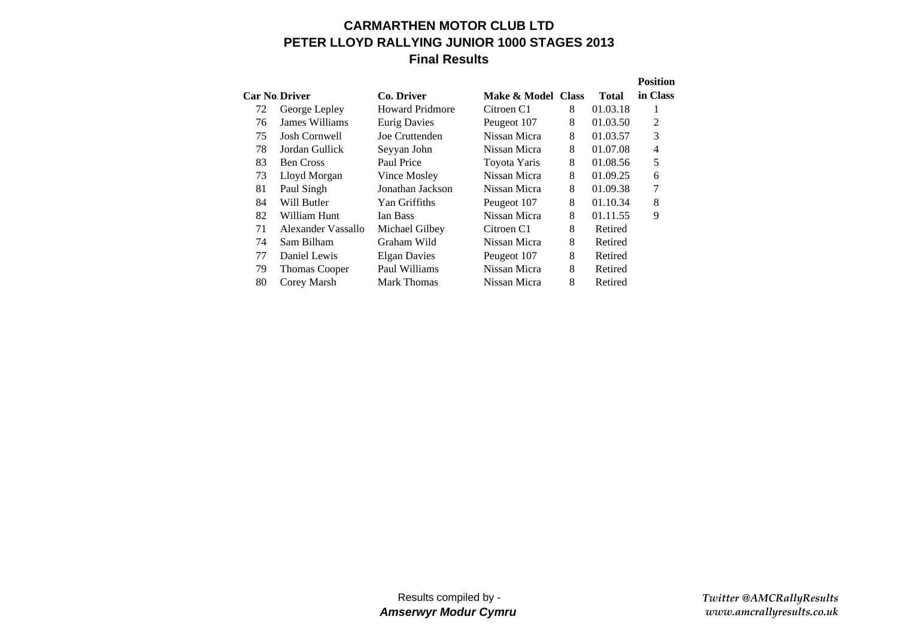# CARMARTHEN MOTOR CLUB LTD
## PETER LLOYD RALLYING JUNIOR 1000 STAGES 2013
### Final Results

| Car No. | Driver | Co. Driver | Make & Model | Class | Total | Position in Class |
|---|---|---|---|---|---|---|
| 72 | George Lepley | Howard Pridmore | Citroen C1 | 8 | 01.03.18 | 1 |
| 76 | James Williams | Eurig Davies | Peugeot 107 | 8 | 01.03.50 | 2 |
| 75 | Josh Cornwell | Joe Cruttenden | Nissan Micra | 8 | 01.03.57 | 3 |
| 78 | Jordan Gullick | Seyyan John | Nissan Micra | 8 | 01.07.08 | 4 |
| 83 | Ben Cross | Paul Price | Toyota Yaris | 8 | 01.08.56 | 5 |
| 73 | Lloyd Morgan | Vince Mosley | Nissan Micra | 8 | 01.09.25 | 6 |
| 81 | Paul Singh | Jonathan Jackson | Nissan Micra | 8 | 01.09.38 | 7 |
| 84 | Will Butler | Yan Griffiths | Peugeot 107 | 8 | 01.10.34 | 8 |
| 82 | William Hunt | Ian Bass | Nissan Micra | 8 | 01.11.55 | 9 |
| 71 | Alexander Vassallo | Michael Gilbey | Citroen C1 | 8 | Retired | |
| 74 | Sam Bilham | Graham Wild | Nissan Micra | 8 | Retired | |
| 77 | Daniel Lewis | Elgan Davies | Peugeot 107 | 8 | Retired | |
| 79 | Thomas Cooper | Paul Williams | Nissan Micra | 8 | Retired | |
| 80 | Corey Marsh | Mark Thomas | Nissan Micra | 8 | Retired | |

Results compiled by -
***Amserwyr Modur Cymru***

*Twitter @AMCRallyResults*
*www.amcrallyresults.co.uk*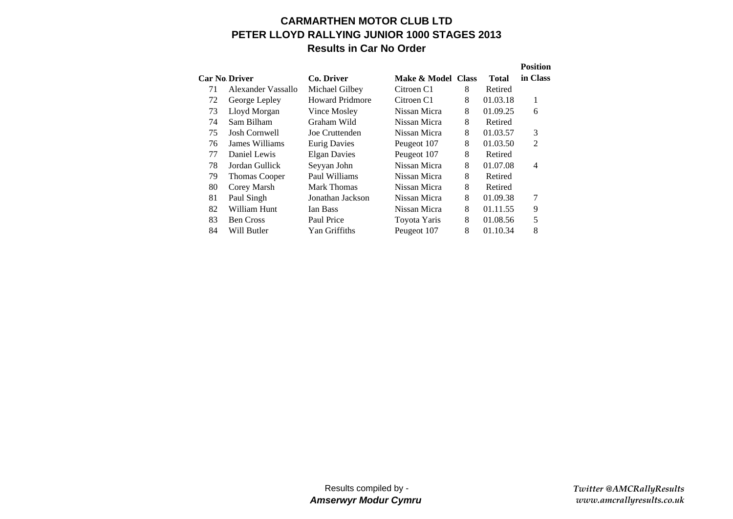# CARMARTHEN MOTOR CLUB LTD
## PETER LLOYD RALLYING JUNIOR 1000 STAGES 2013
### Results in Car No Order

| Car No. | Driver | Co. Driver | Make & Model | Class | Total | Position in Class |
|---|---|---|---|---|---|---|
| 71 | Alexander Vassallo | Michael Gilbey | Citroen C1 | 8 | Retired | |
| 72 | George Lepley | Howard Pridmore | Citroen C1 | 8 | 01.03.18 | 1 |
| 73 | Lloyd Morgan | Vince Mosley | Nissan Micra | 8 | 01.09.25 | 6 |
| 74 | Sam Bilham | Graham Wild | Nissan Micra | 8 | Retired | |
| 75 | Josh Cornwell | Joe Cruttenden | Nissan Micra | 8 | 01.03.57 | 3 |
| 76 | James Williams | Eurig Davies | Peugeot 107 | 8 | 01.03.50 | 2 |
| 77 | Daniel Lewis | Elgan Davies | Peugeot 107 | 8 | Retired | |
| 78 | Jordan Gullick | Seyyan John | Nissan Micra | 8 | 01.07.08 | 4 |
| 79 | Thomas Cooper | Paul Williams | Nissan Micra | 8 | Retired | |
| 80 | Corey Marsh | Mark Thomas | Nissan Micra | 8 | Retired | |
| 81 | Paul Singh | Jonathan Jackson | Nissan Micra | 8 | 01.09.38 | 7 |
| 82 | William Hunt | Ian Bass | Nissan Micra | 8 | 01.11.55 | 9 |
| 83 | Ben Cross | Paul Price | Toyota Yaris | 8 | 01.08.56 | 5 |
| 84 | Will Butler | Yan Griffiths | Peugeot 107 | 8 | 01.10.34 | 8 |

Results compiled by -
***Amserwyr Modur Cymru***

*Twitter @AMCRallyResults*
*www.amcrallyresults.co.uk*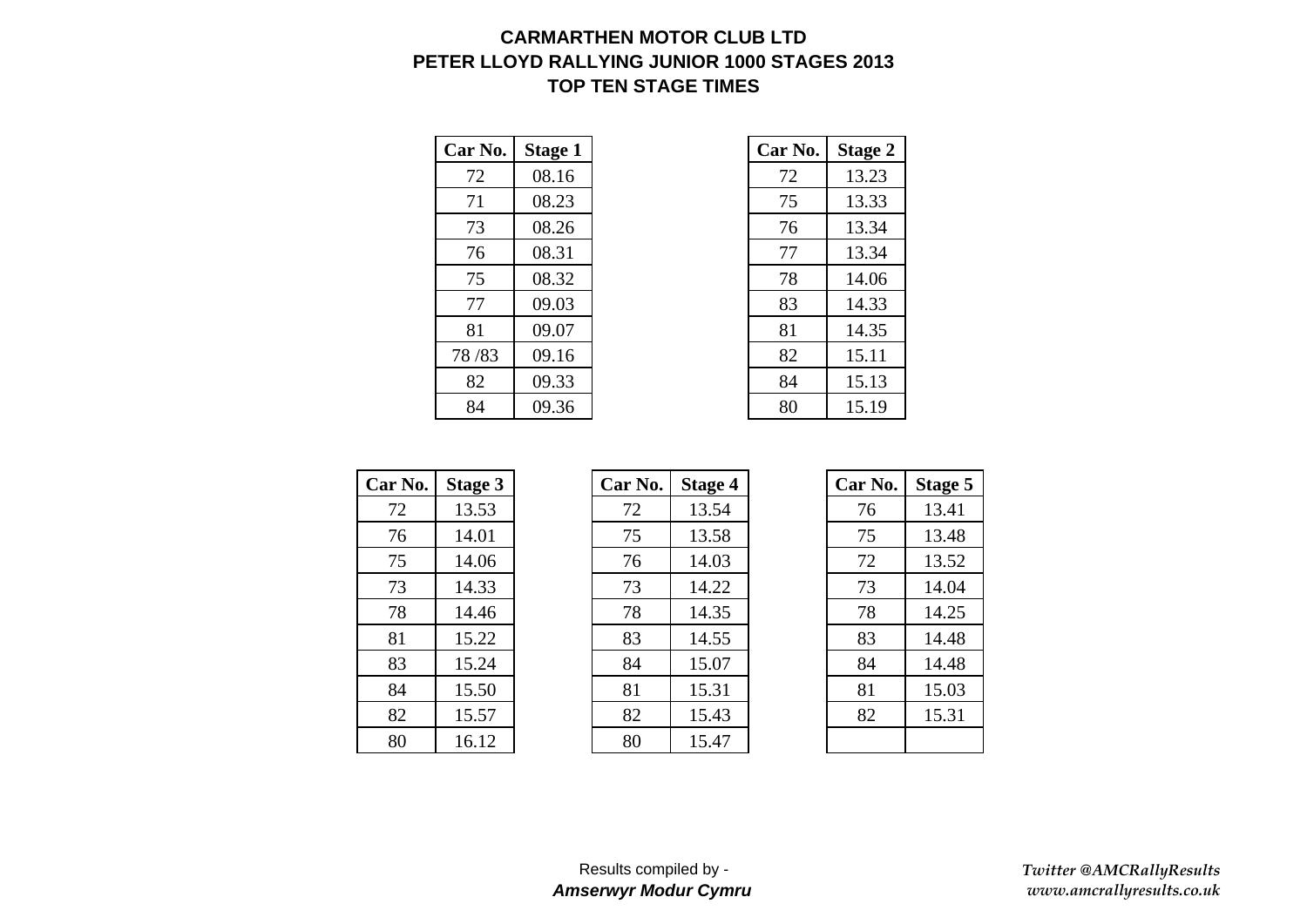# CARMARTHEN MOTOR CLUB LTD
## PETER LLOYD RALLYING JUNIOR 1000 STAGES 2013
### TOP TEN STAGE TIMES

| Car No. | Stage 1 |
|---|---|
| 72 | 08.16 |
| 71 | 08.23 |
| 73 | 08.26 |
| 76 | 08.31 |
| 75 | 08.32 |
| 77 | 09.03 |
| 81 | 09.07 |
| 78 /83 | 09.16 |
| 82 | 09.33 |
| 84 | 09.36 |

| Car No. | Stage 2 |
|---|---|
| 72 | 13.23 |
| 75 | 13.33 |
| 76 | 13.34 |
| 77 | 13.34 |
| 78 | 14.06 |
| 83 | 14.33 |
| 81 | 14.35 |
| 82 | 15.11 |
| 84 | 15.13 |
| 80 | 15.19 |

| Car No. | Stage 3 |
|---|---|
| 72 | 13.53 |
| 76 | 14.01 |
| 75 | 14.06 |
| 73 | 14.33 |
| 78 | 14.46 |
| 81 | 15.22 |
| 83 | 15.24 |
| 84 | 15.50 |
| 82 | 15.57 |
| 80 | 16.12 |

| Car No. | Stage 4 |
|---|---|
| 72 | 13.54 |
| 75 | 13.58 |
| 76 | 14.03 |
| 73 | 14.22 |
| 78 | 14.35 |
| 83 | 14.55 |
| 84 | 15.07 |
| 81 | 15.31 |
| 82 | 15.43 |
| 80 | 15.47 |

| Car No. | Stage 5 |
|---|---|
| 76 | 13.41 |
| 75 | 13.48 |
| 72 | 13.52 |
| 73 | 14.04 |
| 78 | 14.25 |
| 83 | 14.48 |
| 84 | 14.48 |
| 81 | 15.03 |
| 82 | 15.31 |
| | |

Results compiled by -
***Amserwyr Modur Cymru***

*Twitter @AMCRallyResults*
*www.amcrallyresults.co.uk*